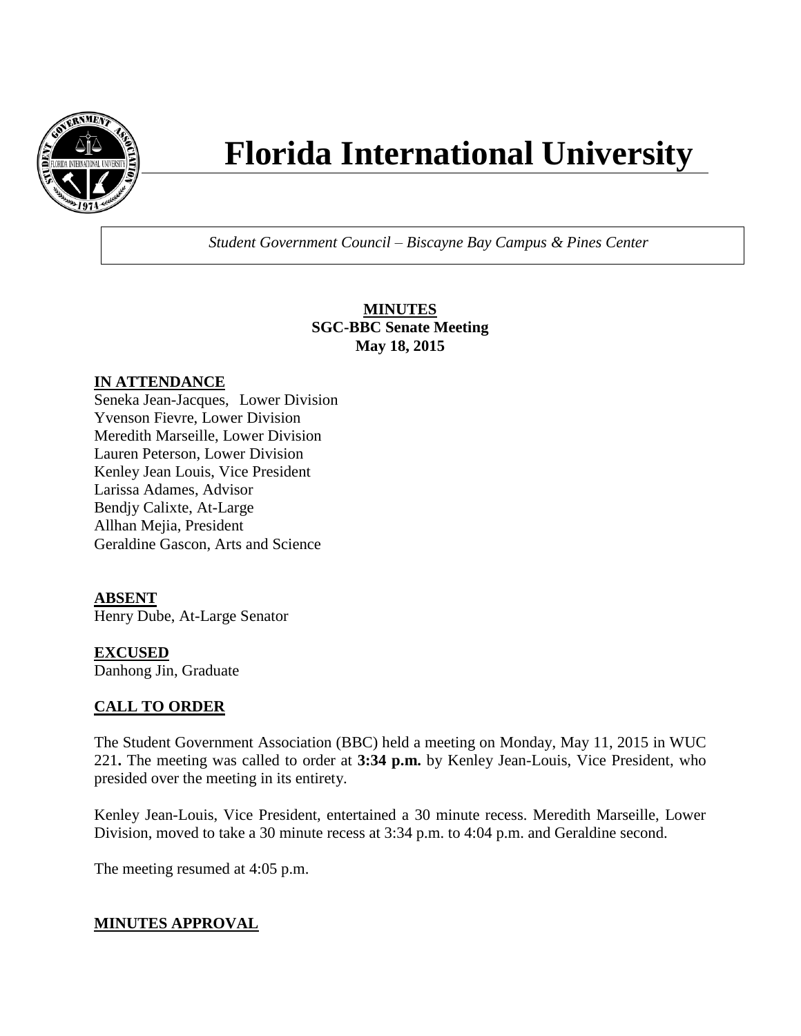# Florida International University

*Student Government Council – Biscayne Bay Campus & Pines Center*

**MINUTES**
**SGC-BBC Senate Meeting**
**May 18, 2015**

## IN ATTENDANCE

Seneka Jean-Jacques, Lower Division
Yvenson Fievre, Lower Division
Meredith Marseille, Lower Division
Lauren Peterson, Lower Division
Kenley Jean Louis, Vice President
Larissa Adames, Advisor
Bendjy Calixte, At-Large
Allhan Mejia, President
Geraldine Gascon, Arts and Science

## ABSENT

Henry Dube, At-Large Senator

## EXCUSED

Danhong Jin, Graduate

## CALL TO ORDER

The Student Government Association (BBC) held a meeting on Monday, May 11, 2015 in WUC 221**.** The meeting was called to order at **3:34 p.m.** by Kenley Jean-Louis, Vice President, who presided over the meeting in its entirety.

Kenley Jean-Louis, Vice President, entertained a 30 minute recess. Meredith Marseille, Lower Division, moved to take a 30 minute recess at 3:34 p.m. to 4:04 p.m. and Geraldine second.

The meeting resumed at 4:05 p.m.

## MINUTES APPROVAL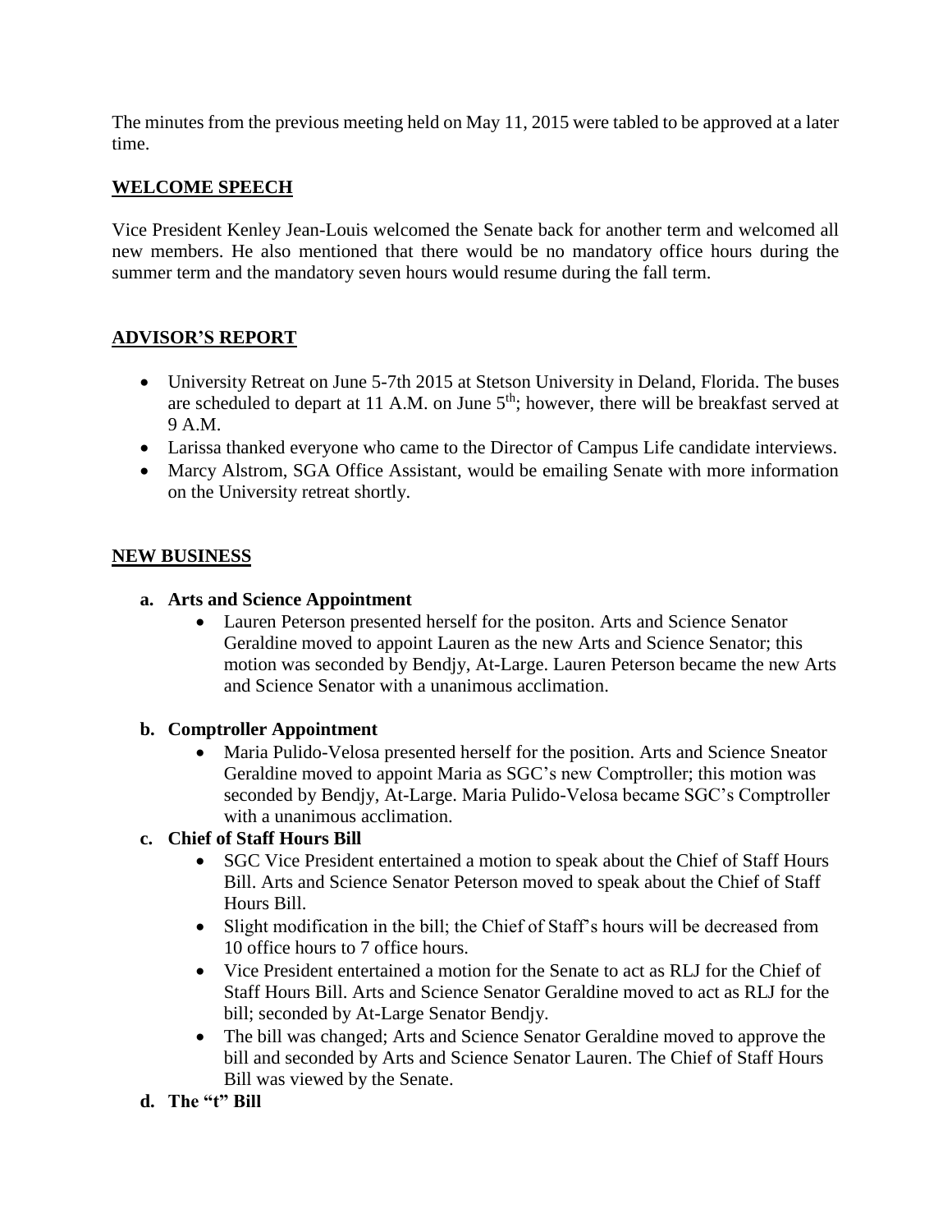The minutes from the previous meeting held on May 11, 2015 were tabled to be approved at a later time.

## WELCOME SPEECH

Vice President Kenley Jean-Louis welcomed the Senate back for another term and welcomed all new members. He also mentioned that there would be no mandatory office hours during the summer term and the mandatory seven hours would resume during the fall term.

## ADVISOR'S REPORT

- University Retreat on June 5-7th 2015 at Stetson University in Deland, Florida. The buses are scheduled to depart at 11 A.M. on June 5th; however, there will be breakfast served at 9 A.M.
- Larissa thanked everyone who came to the Director of Campus Life candidate interviews.
- Marcy Alstrom, SGA Office Assistant, would be emailing Senate with more information on the University retreat shortly.

## NEW BUSINESS

**a. Arts and Science Appointment**

- Lauren Peterson presented herself for the positon. Arts and Science Senator Geraldine moved to appoint Lauren as the new Arts and Science Senator; this motion was seconded by Bendjy, At-Large. Lauren Peterson became the new Arts and Science Senator with a unanimous acclimation.

**b. Comptroller Appointment**

- Maria Pulido-Velosa presented herself for the position. Arts and Science Sneator Geraldine moved to appoint Maria as SGC's new Comptroller; this motion was seconded by Bendjy, At-Large. Maria Pulido-Velosa became SGC's Comptroller with a unanimous acclimation.

**c. Chief of Staff Hours Bill**

- SGC Vice President entertained a motion to speak about the Chief of Staff Hours Bill. Arts and Science Senator Peterson moved to speak about the Chief of Staff Hours Bill.
- Slight modification in the bill; the Chief of Staff's hours will be decreased from 10 office hours to 7 office hours.
- Vice President entertained a motion for the Senate to act as RLJ for the Chief of Staff Hours Bill. Arts and Science Senator Geraldine moved to act as RLJ for the bill; seconded by At-Large Senator Bendjy.
- The bill was changed; Arts and Science Senator Geraldine moved to approve the bill and seconded by Arts and Science Senator Lauren. The Chief of Staff Hours Bill was viewed by the Senate.

**d. The "t" Bill**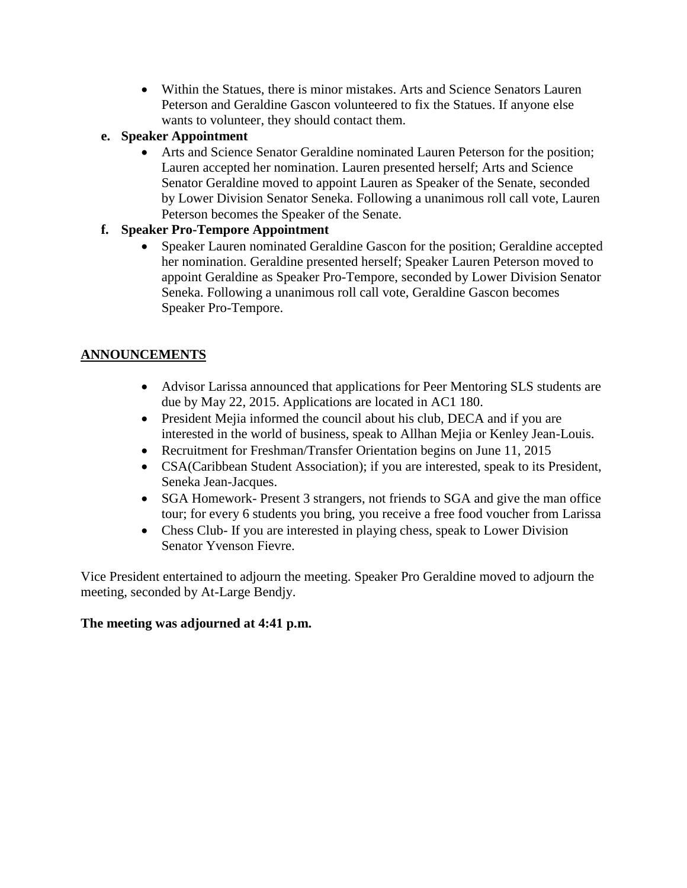- Within the Statues, there is minor mistakes. Arts and Science Senators Lauren Peterson and Geraldine Gascon volunteered to fix the Statues. If anyone else wants to volunteer, they should contact them.

**e. Speaker Appointment**

- Arts and Science Senator Geraldine nominated Lauren Peterson for the position; Lauren accepted her nomination. Lauren presented herself; Arts and Science Senator Geraldine moved to appoint Lauren as Speaker of the Senate, seconded by Lower Division Senator Seneka. Following a unanimous roll call vote, Lauren Peterson becomes the Speaker of the Senate.

**f. Speaker Pro-Tempore Appointment**

- Speaker Lauren nominated Geraldine Gascon for the position; Geraldine accepted her nomination. Geraldine presented herself; Speaker Lauren Peterson moved to appoint Geraldine as Speaker Pro-Tempore, seconded by Lower Division Senator Seneka. Following a unanimous roll call vote, Geraldine Gascon becomes Speaker Pro-Tempore.

## ANNOUNCEMENTS

- Advisor Larissa announced that applications for Peer Mentoring SLS students are due by May 22, 2015. Applications are located in AC1 180.
- President Mejia informed the council about his club, DECA and if you are interested in the world of business, speak to Allhan Mejia or Kenley Jean-Louis.
- Recruitment for Freshman/Transfer Orientation begins on June 11, 2015
- CSA(Caribbean Student Association); if you are interested, speak to its President, Seneka Jean-Jacques.
- SGA Homework- Present 3 strangers, not friends to SGA and give the man office tour; for every 6 students you bring, you receive a free food voucher from Larissa
- Chess Club- If you are interested in playing chess, speak to Lower Division Senator Yvenson Fievre.

Vice President entertained to adjourn the meeting. Speaker Pro Geraldine moved to adjourn the meeting, seconded by At-Large Bendjy.

**The meeting was adjourned at 4:41 p.m.**